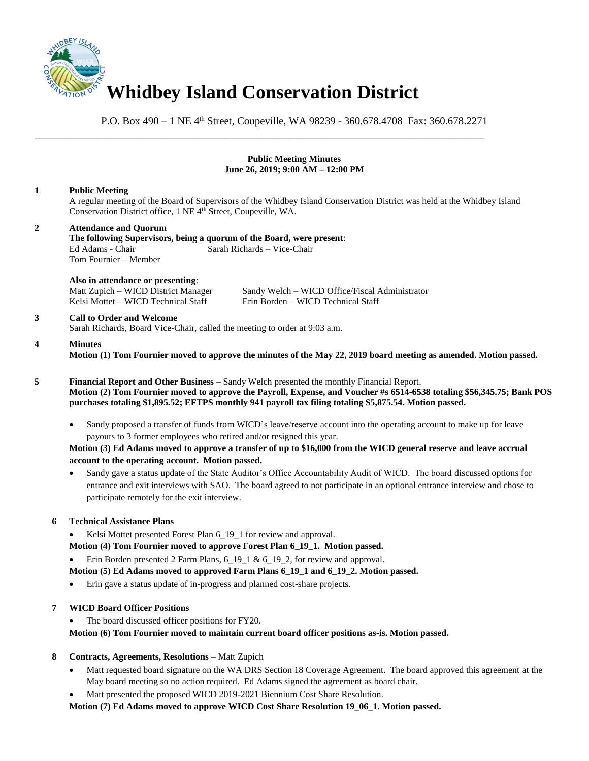# Whidbey Island Conservation District

P.O. Box 490 – 1 NE 4th Street, Coupeville, WA 98239 - 360.678.4708 Fax: 360.678.2271

---

**Public Meeting Minutes**
**June 26, 2019; 9:00 AM – 12:00 PM**

**1 Public Meeting**

A regular meeting of the Board of Supervisors of the Whidbey Island Conservation District was held at the Whidbey Island Conservation District office, 1 NE 4th Street, Coupeville, WA.

**2 Attendance and Quorum**

**The following Supervisors, being a quorum of the Board, were present**:

Ed Adams - Chair
Sarah Richards – Vice-Chair
Tom Fournier – Member

**Also in attendance or presenting**:

Matt Zupich – WICD District Manager
Sandy Welch – WICD Office/Fiscal Administrator
Kelsi Mottet – WICD Technical Staff
Erin Borden – WICD Technical Staff

**3 Call to Order and Welcome**

Sarah Richards, Board Vice-Chair, called the meeting to order at 9:03 a.m.

**4 Minutes**

**Motion (1) Tom Fournier moved to approve the minutes of the May 22, 2019 board meeting as amended. Motion passed.**

**5 Financial Report and Other Business –** Sandy Welch presented the monthly Financial Report.

**Motion (2) Tom Fournier moved to approve the Payroll, Expense, and Voucher #s 6514-6538 totaling $56,345.75; Bank POS purchases totaling $1,895.52; EFTPS monthly 941 payroll tax filing totaling $5,875.54. Motion passed.**

- Sandy proposed a transfer of funds from WICD's leave/reserve account into the operating account to make up for leave payouts to 3 former employees who retired and/or resigned this year.

**Motion (3) Ed Adams moved to approve a transfer of up to $16,000 from the WICD general reserve and leave accrual account to the operating account. Motion passed.**

- Sandy gave a status update of the State Auditor's Office Accountability Audit of WICD. The board discussed options for entrance and exit interviews with SAO. The board agreed to not participate in an optional entrance interview and chose to participate remotely for the exit interview.

**6 Technical Assistance Plans**

- Kelsi Mottet presented Forest Plan 6_19_1 for review and approval.

**Motion (4) Tom Fournier moved to approve Forest Plan 6_19_1. Motion passed.**

- Erin Borden presented 2 Farm Plans, 6_19_1 & 6_19_2, for review and approval.

**Motion (5) Ed Adams moved to approved Farm Plans 6_19_1 and 6_19_2. Motion passed.**

- Erin gave a status update of in-progress and planned cost-share projects.

**7 WICD Board Officer Positions**

- The board discussed officer positions for FY20.

**Motion (6) Tom Fournier moved to maintain current board officer positions as-is. Motion passed.**

**8 Contracts, Agreements, Resolutions –** Matt Zupich

- Matt requested board signature on the WA DRS Section 18 Coverage Agreement. The board approved this agreement at the May board meeting so no action required. Ed Adams signed the agreement as board chair.
- Matt presented the proposed WICD 2019-2021 Biennium Cost Share Resolution.

**Motion (7) Ed Adams moved to approve WICD Cost Share Resolution 19_06_1. Motion passed.**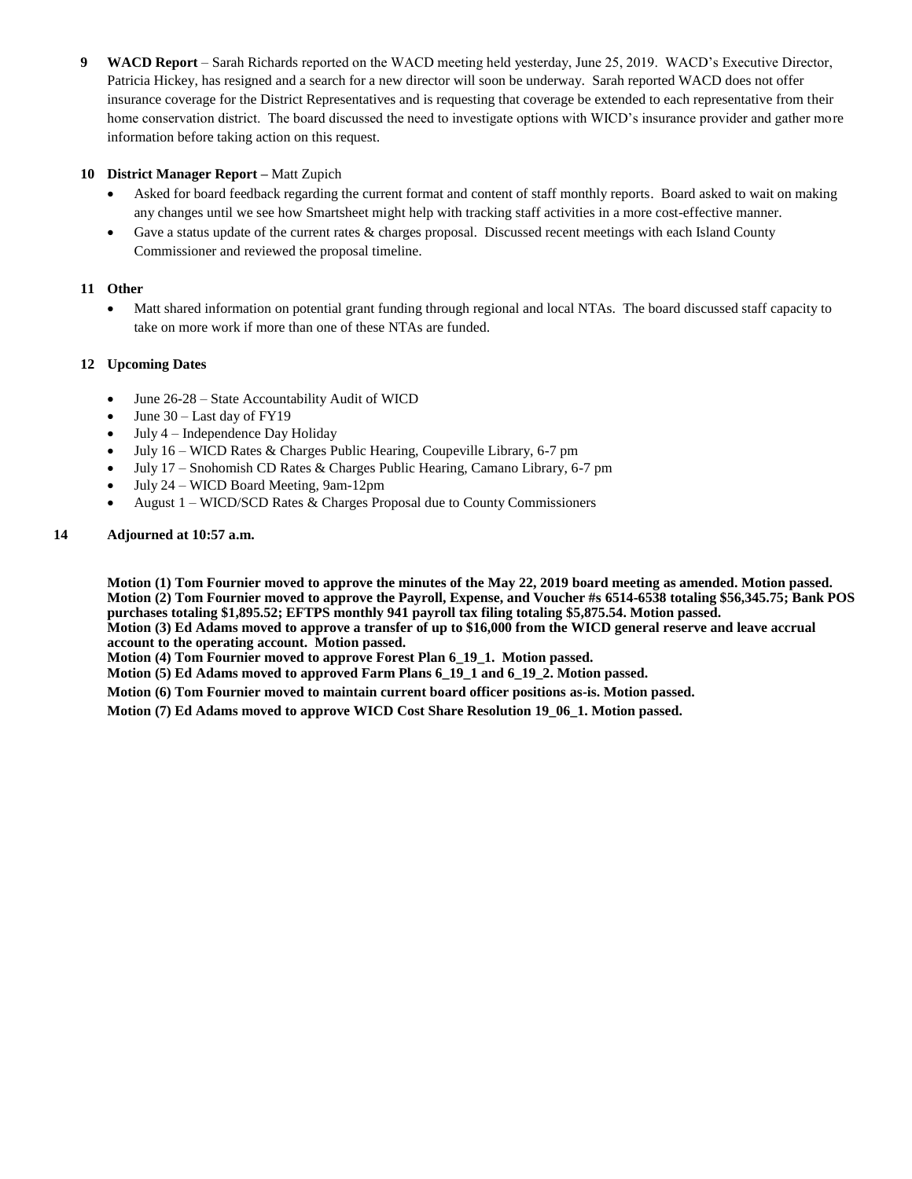**9 WACD Report** – Sarah Richards reported on the WACD meeting held yesterday, June 25, 2019. WACD's Executive Director, Patricia Hickey, has resigned and a search for a new director will soon be underway. Sarah reported WACD does not offer insurance coverage for the District Representatives and is requesting that coverage be extended to each representative from their home conservation district. The board discussed the need to investigate options with WICD's insurance provider and gather more information before taking action on this request.

**10 District Manager Report –** Matt Zupich

- Asked for board feedback regarding the current format and content of staff monthly reports. Board asked to wait on making any changes until we see how Smartsheet might help with tracking staff activities in a more cost-effective manner.
- Gave a status update of the current rates & charges proposal. Discussed recent meetings with each Island County Commissioner and reviewed the proposal timeline.

**11 Other**

- Matt shared information on potential grant funding through regional and local NTAs. The board discussed staff capacity to take on more work if more than one of these NTAs are funded.

**12 Upcoming Dates**

- June 26-28 – State Accountability Audit of WICD
- June 30 – Last day of FY19
- July 4 – Independence Day Holiday
- July 16 – WICD Rates & Charges Public Hearing, Coupeville Library, 6-7 pm
- July 17 – Snohomish CD Rates & Charges Public Hearing, Camano Library, 6-7 pm
- July 24 – WICD Board Meeting, 9am-12pm
- August 1 – WICD/SCD Rates & Charges Proposal due to County Commissioners

**14 Adjourned at 10:57 a.m.**

**Motion (1) Tom Fournier moved to approve the minutes of the May 22, 2019 board meeting as amended. Motion passed.**
**Motion (2) Tom Fournier moved to approve the Payroll, Expense, and Voucher #s 6514-6538 totaling $56,345.75; Bank POS purchases totaling $1,895.52; EFTPS monthly 941 payroll tax filing totaling $5,875.54. Motion passed.**
**Motion (3) Ed Adams moved to approve a transfer of up to $16,000 from the WICD general reserve and leave accrual account to the operating account. Motion passed.**
**Motion (4) Tom Fournier moved to approve Forest Plan 6_19_1. Motion passed.**
**Motion (5) Ed Adams moved to approved Farm Plans 6_19_1 and 6_19_2. Motion passed.**
**Motion (6) Tom Fournier moved to maintain current board officer positions as-is. Motion passed.**
**Motion (7) Ed Adams moved to approve WICD Cost Share Resolution 19_06_1. Motion passed.**